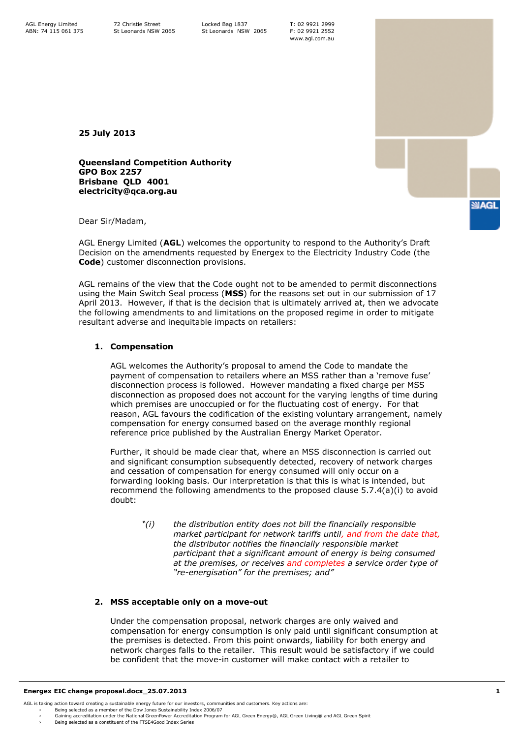AGL Energy Limited
ABN: 74 115 061 375

72 Christie Street
St Leonards NSW 2065

Locked Bag 1837
St Leonards NSW 2065

T: 02 9921 2999
F: 02 9921 2552
www.agl.com.au

**25 July 2013**

**Queensland Competition Authority**
**GPO Box 2257**
**Brisbane QLD 4001**
**electricity@qca.org.au**

Dear Sir/Madam,

AGL Energy Limited (**AGL**) welcomes the opportunity to respond to the Authority's Draft Decision on the amendments requested by Energex to the Electricity Industry Code (the **Code**) customer disconnection provisions.

AGL remains of the view that the Code ought not to be amended to permit disconnections using the Main Switch Seal process (**MSS**) for the reasons set out in our submission of 17 April 2013. However, if that is the decision that is ultimately arrived at, then we advocate the following amendments to and limitations on the proposed regime in order to mitigate resultant adverse and inequitable impacts on retailers:

## 1. Compensation

AGL welcomes the Authority's proposal to amend the Code to mandate the payment of compensation to retailers where an MSS rather than a 'remove fuse' disconnection process is followed. However mandating a fixed charge per MSS disconnection as proposed does not account for the varying lengths of time during which premises are unoccupied or for the fluctuating cost of energy. For that reason, AGL favours the codification of the existing voluntary arrangement, namely compensation for energy consumed based on the average monthly regional reference price published by the Australian Energy Market Operator.

Further, it should be made clear that, where an MSS disconnection is carried out and significant consumption subsequently detected, recovery of network charges and cessation of compensation for energy consumed will only occur on a forwarding looking basis. Our interpretation is that this is what is intended, but recommend the following amendments to the proposed clause 5.7.4(a)(i) to avoid doubt:

> *"(i) the distribution entity does not bill the financially responsible market participant for network tariffs until, and from the date that, the distributor notifies the financially responsible market participant that a significant amount of energy is being consumed at the premises, or receives and completes a service order type of "re-energisation" for the premises; and"*

## 2. MSS acceptable only on a move-out

Under the compensation proposal, network charges are only waived and compensation for energy consumption is only paid until significant consumption at the premises is detected. From this point onwards, liability for both energy and network charges falls to the retailer. This result would be satisfactory if we could be confident that the move-in customer will make contact with a retailer to

Energex EIC change proposal.docx_25.07.2013

AGL is taking action toward creating a sustainable energy future for our investors, communities and customers. Key actions are:
- Being selected as a member of the Dow Jones Sustainability Index 2006/07
- Gaining accreditation under the National GreenPower Accreditation Program for AGL Green Energy®, AGL Green Living® and AGL Green Spirit
- Being selected as a constituent of the FTSE4Good Index Series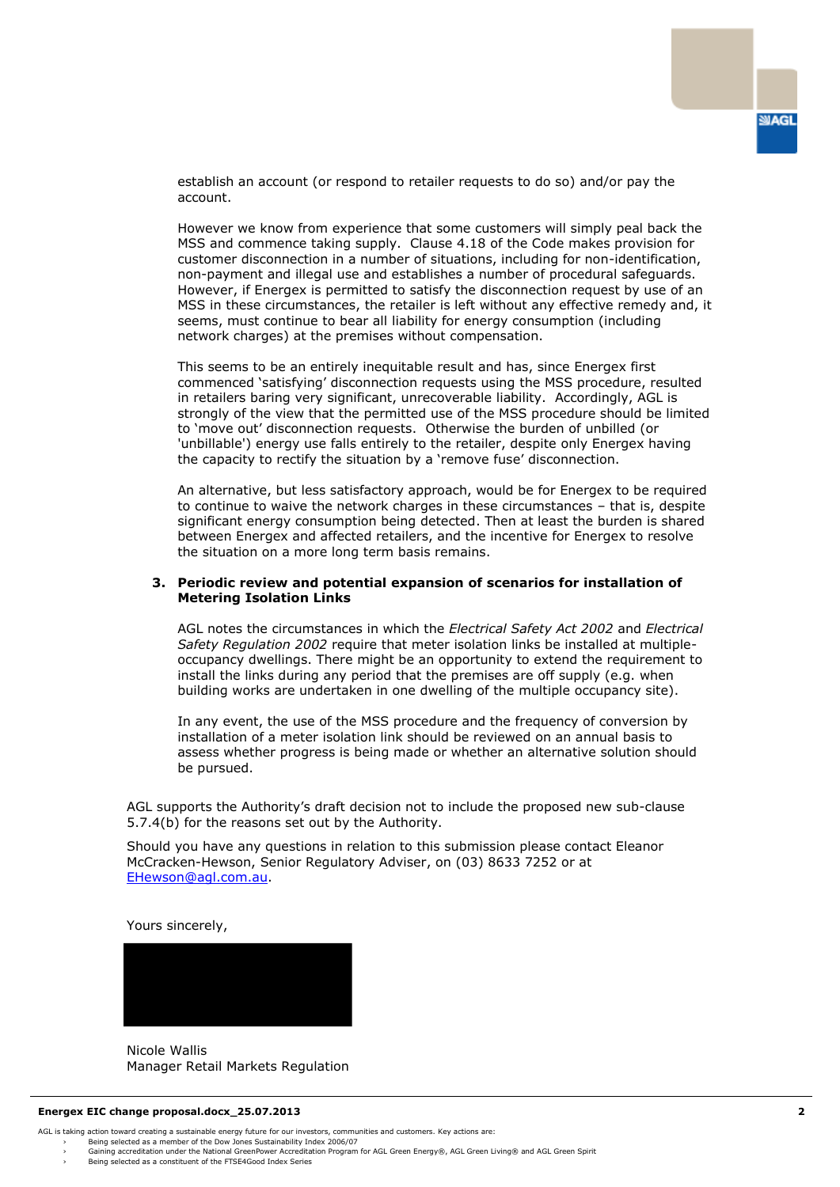establish an account (or respond to retailer requests to do so) and/or pay the account.

However we know from experience that some customers will simply peal back the MSS and commence taking supply. Clause 4.18 of the Code makes provision for customer disconnection in a number of situations, including for non-identification, non-payment and illegal use and establishes a number of procedural safeguards. However, if Energex is permitted to satisfy the disconnection request by use of an MSS in these circumstances, the retailer is left without any effective remedy and, it seems, must continue to bear all liability for energy consumption (including network charges) at the premises without compensation.

This seems to be an entirely inequitable result and has, since Energex first commenced 'satisfying' disconnection requests using the MSS procedure, resulted in retailers baring very significant, unrecoverable liability. Accordingly, AGL is strongly of the view that the permitted use of the MSS procedure should be limited to 'move out' disconnection requests. Otherwise the burden of unbilled (or 'unbillable') energy use falls entirely to the retailer, despite only Energex having the capacity to rectify the situation by a 'remove fuse' disconnection.

An alternative, but less satisfactory approach, would be for Energex to be required to continue to waive the network charges in these circumstances – that is, despite significant energy consumption being detected. Then at least the burden is shared between Energex and affected retailers, and the incentive for Energex to resolve the situation on a more long term basis remains.

**3. Periodic review and potential expansion of scenarios for installation of Metering Isolation Links**

AGL notes the circumstances in which the *Electrical Safety Act 2002* and *Electrical Safety Regulation 2002* require that meter isolation links be installed at multiple-occupancy dwellings. There might be an opportunity to extend the requirement to install the links during any period that the premises are off supply (e.g. when building works are undertaken in one dwelling of the multiple occupancy site).

In any event, the use of the MSS procedure and the frequency of conversion by installation of a meter isolation link should be reviewed on an annual basis to assess whether progress is being made or whether an alternative solution should be pursued.

AGL supports the Authority's draft decision not to include the proposed new sub-clause 5.7.4(b) for the reasons set out by the Authority.

Should you have any questions in relation to this submission please contact Eleanor McCracken-Hewson, Senior Regulatory Adviser, on (03) 8633 7252 or at EHewson@agl.com.au.

Yours sincerely,

Nicole Wallis
Manager Retail Markets Regulation

AGL is taking action toward creating a sustainable energy future for our investors, communities and customers. Key actions are:

- Being selected as a member of the Dow Jones Sustainability Index 2006/07
- Gaining accreditation under the National GreenPower Accreditation Program for AGL Green Energy®, AGL Green Living® and AGL Green Spirit
- Being selected as a constituent of the FTSE4Good Index Series